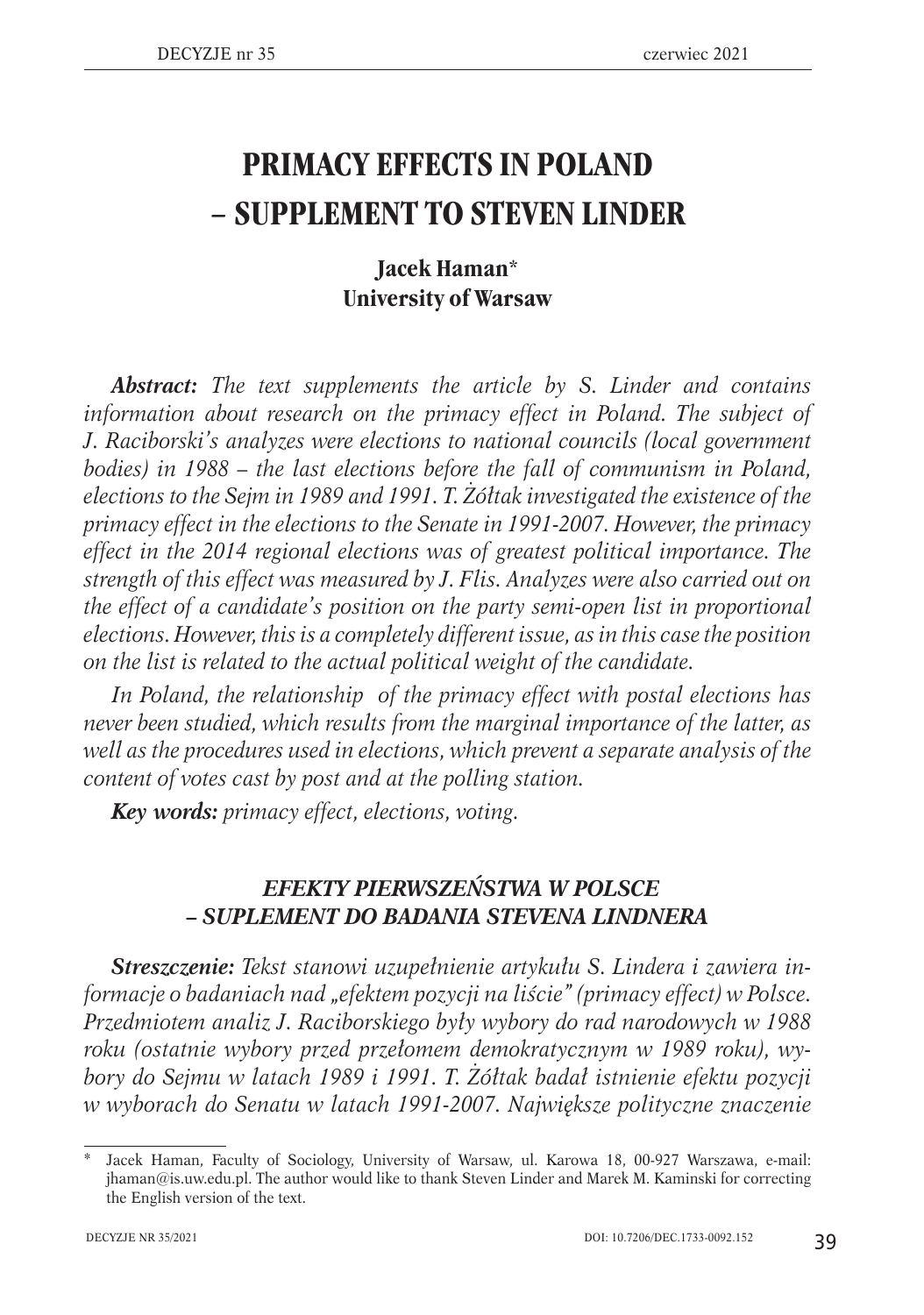# PRIMACY EFFECTS IN POLAND – SUPPLEMENT TO STEVEN LINDER

**Jacek Haman***
**University of Warsaw**

***Abstract:*** *The text supplements the article by S. Linder and contains information about research on the primacy effect in Poland. The subject of J. Raciborski's analyzes were elections to national councils (local government bodies) in 1988 – the last elections before the fall of communism in Poland, elections to the Sejm in 1989 and 1991. T. Żółtak investigated the existence of the primacy effect in the elections to the Senate in 1991-2007. However, the primacy effect in the 2014 regional elections was of greatest political importance. The strength of this effect was measured by J. Flis. Analyzes were also carried out on the effect of a candidate's position on the party semi-open list in proportional elections. However, this is a completely different issue, as in this case the position on the list is related to the actual political weight of the candidate.*

*In Poland, the relationship of the primacy effect with postal elections has never been studied, which results from the marginal importance of the latter, as well as the procedures used in elections, which prevent a separate analysis of the content of votes cast by post and at the polling station.*

***Key words:*** *primacy effect, elections, voting.*

## *EFEKTY PIERWSZEŃSTWA W POLSCE – SUPLEMENT DO BADANIA STEVENA LINDNERA*

***Streszczenie:*** *Tekst stanowi uzupełnienie artykułu S. Lindera i zawiera informacje o badaniach nad „efektem pozycji na liście" (primacy effect) w Polsce. Przedmiotem analiz J. Raciborskiego były wybory do rad narodowych w 1988 roku (ostatnie wybory przed przełomem demokratycznym w 1989 roku), wybory do Sejmu w latach 1989 i 1991. T. Żółtak badał istnienie efektu pozycji w wyborach do Senatu w latach 1991-2007. Największe polityczne znaczenie*

---

\* Jacek Haman, Faculty of Sociology, University of Warsaw, ul. Karowa 18, 00-927 Warszawa, e-mail: jhaman@is.uw.edu.pl. The author would like to thank Steven Linder and Marek M. Kaminski for correcting the English version of the text.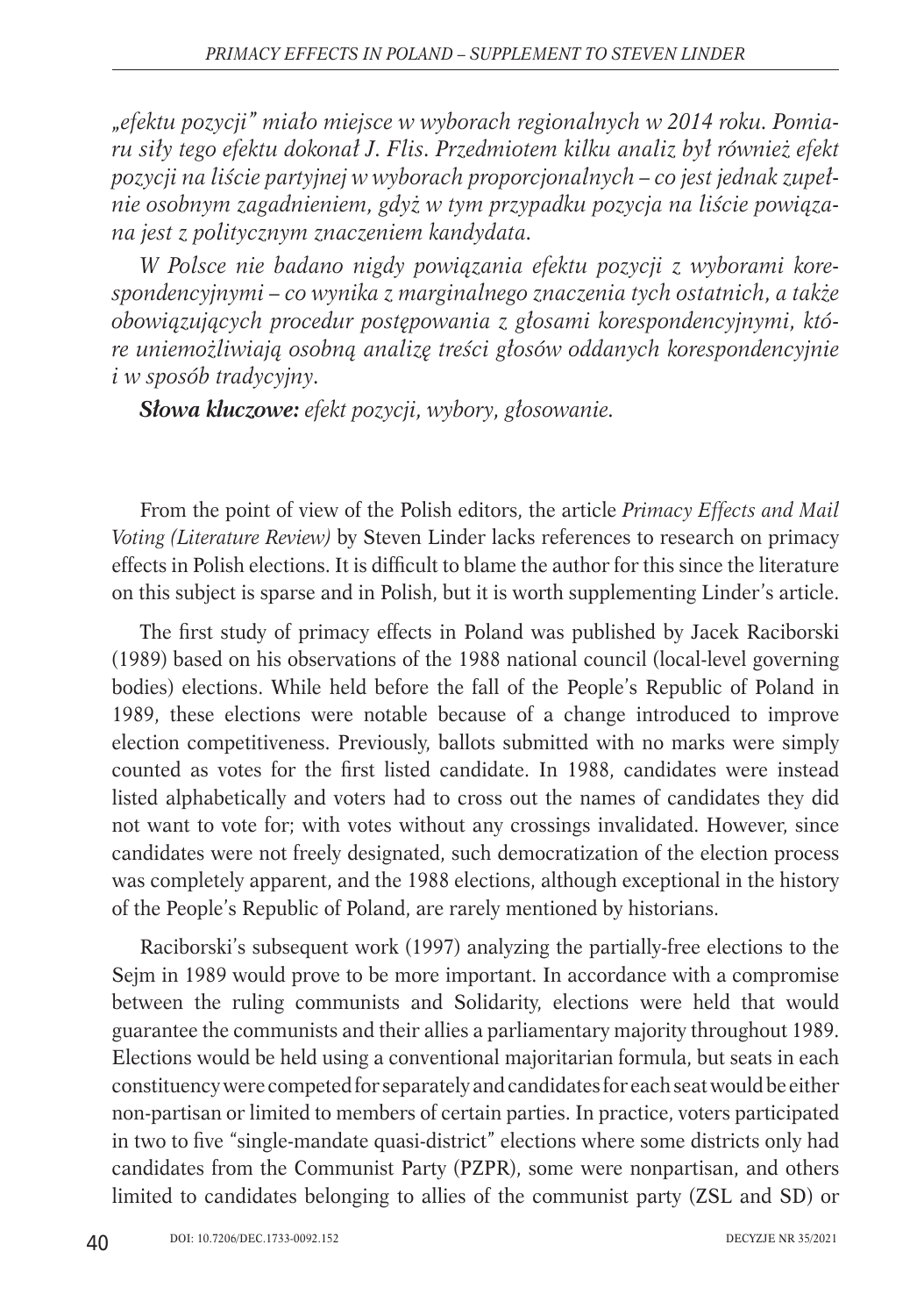*„efektu pozycji" miało miejsce w wyborach regionalnych w 2014 roku. Pomiaru siły tego efektu dokonał J. Flis. Przedmiotem kilku analiz był również efekt pozycji na liście partyjnej w wyborach proporcjonalnych – co jest jednak zupełnie osobnym zagadnieniem, gdyż w tym przypadku pozycja na liście powiązana jest z politycznym znaczeniem kandydata.*

*W Polsce nie badano nigdy powiązania efektu pozycji z wyborami korespondencyjnymi – co wynika z marginalnego znaczenia tych ostatnich, a także obowiązujących procedur postępowania z głosami korespondencyjnymi, które uniemożliwiają osobną analizę treści głosów oddanych korespondencyjnie i w sposób tradycyjny.*

***Słowa kluczowe:*** *efekt pozycji, wybory, głosowanie.*

From the point of view of the Polish editors, the article *Primacy Effects and Mail Voting (Literature Review)* by Steven Linder lacks references to research on primacy effects in Polish elections. It is difficult to blame the author for this since the literature on this subject is sparse and in Polish, but it is worth supplementing Linder's article.

The first study of primacy effects in Poland was published by Jacek Raciborski (1989) based on his observations of the 1988 national council (local-level governing bodies) elections. While held before the fall of the People's Republic of Poland in 1989, these elections were notable because of a change introduced to improve election competitiveness. Previously, ballots submitted with no marks were simply counted as votes for the first listed candidate. In 1988, candidates were instead listed alphabetically and voters had to cross out the names of candidates they did not want to vote for; with votes without any crossings invalidated. However, since candidates were not freely designated, such democratization of the election process was completely apparent, and the 1988 elections, although exceptional in the history of the People's Republic of Poland, are rarely mentioned by historians.

Raciborski's subsequent work (1997) analyzing the partially-free elections to the Sejm in 1989 would prove to be more important. In accordance with a compromise between the ruling communists and Solidarity, elections were held that would guarantee the communists and their allies a parliamentary majority throughout 1989. Elections would be held using a conventional majoritarian formula, but seats in each constituency were competed for separately and candidates for each seat would be either non-partisan or limited to members of certain parties. In practice, voters participated in two to five "single-mandate quasi-district" elections where some districts only had candidates from the Communist Party (PZPR), some were nonpartisan, and others limited to candidates belonging to allies of the communist party (ZSL and SD) or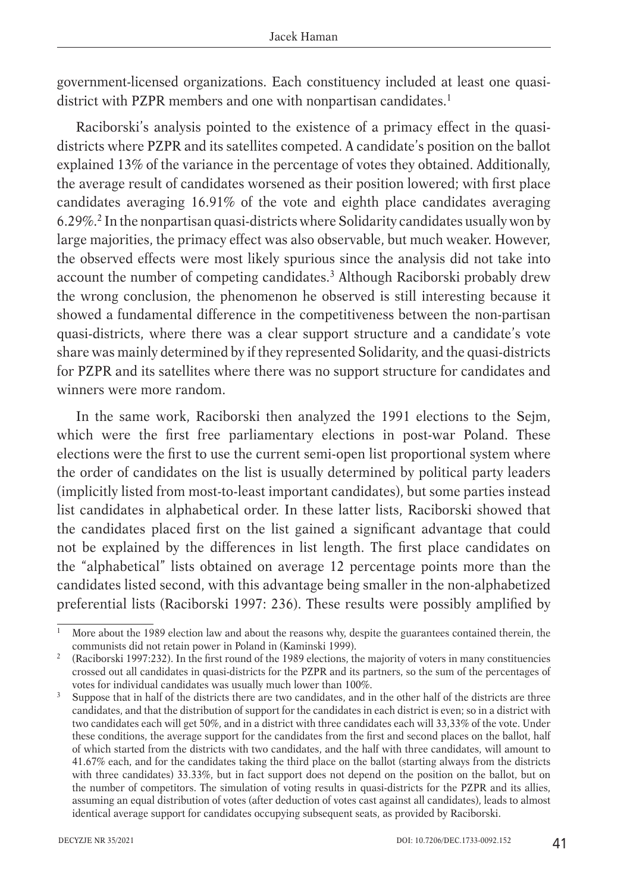government-licensed organizations. Each constituency included at least one quasi-district with PZPR members and one with nonpartisan candidates.[1]

Raciborski's analysis pointed to the existence of a primacy effect in the quasi-districts where PZPR and its satellites competed. A candidate's position on the ballot explained 13% of the variance in the percentage of votes they obtained. Additionally, the average result of candidates worsened as their position lowered; with first place candidates averaging 16.91% of the vote and eighth place candidates averaging 6.29%.[2] In the nonpartisan quasi-districts where Solidarity candidates usually won by large majorities, the primacy effect was also observable, but much weaker. However, the observed effects were most likely spurious since the analysis did not take into account the number of competing candidates.[3] Although Raciborski probably drew the wrong conclusion, the phenomenon he observed is still interesting because it showed a fundamental difference in the competitiveness between the non-partisan quasi-districts, where there was a clear support structure and a candidate's vote share was mainly determined by if they represented Solidarity, and the quasi-districts for PZPR and its satellites where there was no support structure for candidates and winners were more random.

In the same work, Raciborski then analyzed the 1991 elections to the Sejm, which were the first free parliamentary elections in post-war Poland. These elections were the first to use the current semi-open list proportional system where the order of candidates on the list is usually determined by political party leaders (implicitly listed from most-to-least important candidates), but some parties instead list candidates in alphabetical order. In these latter lists, Raciborski showed that the candidates placed first on the list gained a significant advantage that could not be explained by the differences in list length. The first place candidates on the "alphabetical" lists obtained on average 12 percentage points more than the candidates listed second, with this advantage being smaller in the non-alphabetized preferential lists (Raciborski 1997: 236). These results were possibly amplified by

---

[1] More about the 1989 election law and about the reasons why, despite the guarantees contained therein, the communists did not retain power in Poland in (Kaminski 1999).

[2] (Raciborski 1997:232). In the first round of the 1989 elections, the majority of voters in many constituencies crossed out all candidates in quasi-districts for the PZPR and its partners, so the sum of the percentages of votes for individual candidates was usually much lower than 100%.

[3] Suppose that in half of the districts there are two candidates, and in the other half of the districts are three candidates, and that the distribution of support for the candidates in each district is even; so in a district with two candidates each will get 50%, and in a district with three candidates each will 33,33% of the vote. Under these conditions, the average support for the candidates from the first and second places on the ballot, half of which started from the districts with two candidates, and the half with three candidates, will amount to 41.67% each, and for the candidates taking the third place on the ballot (starting always from the districts with three candidates) 33.33%, but in fact support does not depend on the position on the ballot, but on the number of competitors. The simulation of voting results in quasi-districts for the PZPR and its allies, assuming an equal distribution of votes (after deduction of votes cast against all candidates), leads to almost identical average support for candidates occupying subsequent seats, as provided by Raciborski.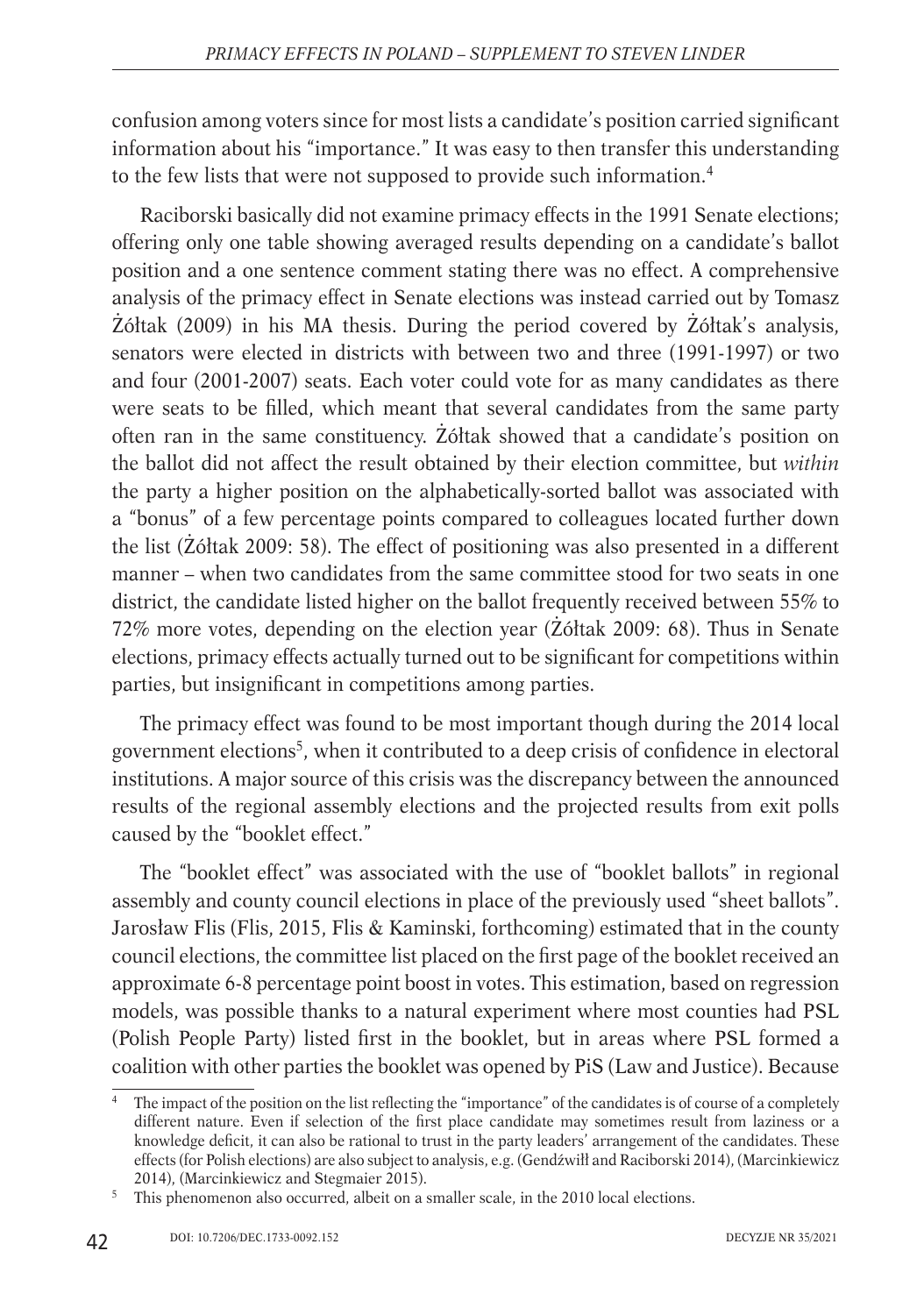confusion among voters since for most lists a candidate's position carried significant information about his "importance." It was easy to then transfer this understanding to the few lists that were not supposed to provide such information.[4]

Raciborski basically did not examine primacy effects in the 1991 Senate elections; offering only one table showing averaged results depending on a candidate's ballot position and a one sentence comment stating there was no effect. A comprehensive analysis of the primacy effect in Senate elections was instead carried out by Tomasz Żółtak (2009) in his MA thesis. During the period covered by Żółtak's analysis, senators were elected in districts with between two and three (1991-1997) or two and four (2001-2007) seats. Each voter could vote for as many candidates as there were seats to be filled, which meant that several candidates from the same party often ran in the same constituency. Żółtak showed that a candidate's position on the ballot did not affect the result obtained by their election committee, but *within* the party a higher position on the alphabetically-sorted ballot was associated with a "bonus" of a few percentage points compared to colleagues located further down the list (Żółtak 2009: 58). The effect of positioning was also presented in a different manner – when two candidates from the same committee stood for two seats in one district, the candidate listed higher on the ballot frequently received between 55% to 72% more votes, depending on the election year (Żółtak 2009: 68). Thus in Senate elections, primacy effects actually turned out to be significant for competitions within parties, but insignificant in competitions among parties.

The primacy effect was found to be most important though during the 2014 local government elections[5], when it contributed to a deep crisis of confidence in electoral institutions. A major source of this crisis was the discrepancy between the announced results of the regional assembly elections and the projected results from exit polls caused by the "booklet effect."

The "booklet effect" was associated with the use of "booklet ballots" in regional assembly and county council elections in place of the previously used "sheet ballots". Jarosław Flis (Flis, 2015, Flis & Kaminski, forthcoming) estimated that in the county council elections, the committee list placed on the first page of the booklet received an approximate 6-8 percentage point boost in votes. This estimation, based on regression models, was possible thanks to a natural experiment where most counties had PSL (Polish People Party) listed first in the booklet, but in areas where PSL formed a coalition with other parties the booklet was opened by PiS (Law and Justice). Because

[4] The impact of the position on the list reflecting the "importance" of the candidates is of course of a completely different nature. Even if selection of the first place candidate may sometimes result from laziness or a knowledge deficit, it can also be rational to trust in the party leaders' arrangement of the candidates. These effects (for Polish elections) are also subject to analysis, e.g. (Gendźwiłł and Raciborski 2014), (Marcinkiewicz 2014), (Marcinkiewicz and Stegmaier 2015).

[5] This phenomenon also occurred, albeit on a smaller scale, in the 2010 local elections.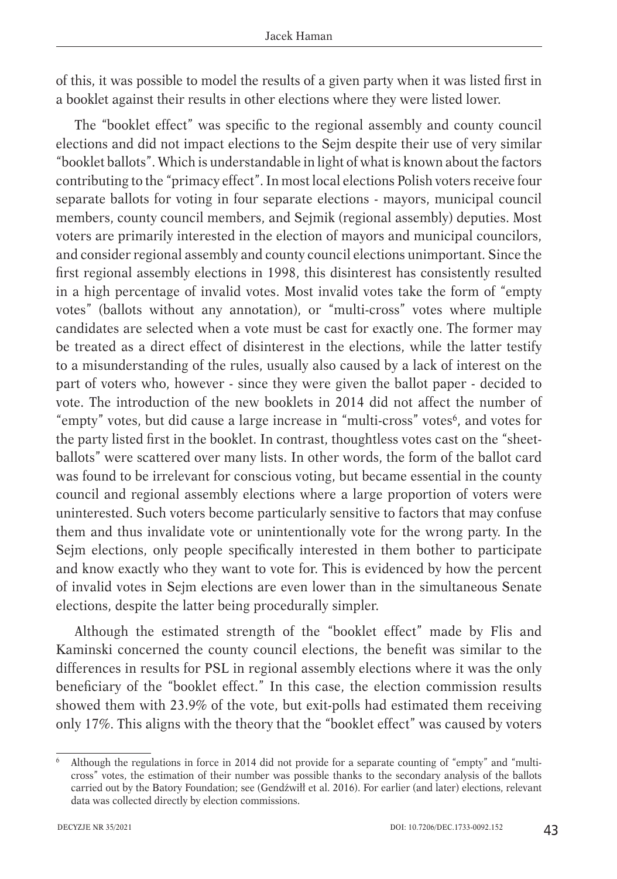of this, it was possible to model the results of a given party when it was listed first in a booklet against their results in other elections where they were listed lower.

The "booklet effect" was specific to the regional assembly and county council elections and did not impact elections to the Sejm despite their use of very similar "booklet ballots". Which is understandable in light of what is known about the factors contributing to the "primacy effect". In most local elections Polish voters receive four separate ballots for voting in four separate elections - mayors, municipal council members, county council members, and Sejmik (regional assembly) deputies. Most voters are primarily interested in the election of mayors and municipal councilors, and consider regional assembly and county council elections unimportant. Since the first regional assembly elections in 1998, this disinterest has consistently resulted in a high percentage of invalid votes. Most invalid votes take the form of "empty votes" (ballots without any annotation), or "multi-cross" votes where multiple candidates are selected when a vote must be cast for exactly one. The former may be treated as a direct effect of disinterest in the elections, while the latter testify to a misunderstanding of the rules, usually also caused by a lack of interest on the part of voters who, however - since they were given the ballot paper - decided to vote. The introduction of the new booklets in 2014 did not affect the number of "empty" votes, but did cause a large increase in "multi-cross" votes[6], and votes for the party listed first in the booklet. In contrast, thoughtless votes cast on the "sheet-ballots" were scattered over many lists. In other words, the form of the ballot card was found to be irrelevant for conscious voting, but became essential in the county council and regional assembly elections where a large proportion of voters were uninterested. Such voters become particularly sensitive to factors that may confuse them and thus invalidate vote or unintentionally vote for the wrong party. In the Sejm elections, only people specifically interested in them bother to participate and know exactly who they want to vote for. This is evidenced by how the percent of invalid votes in Sejm elections are even lower than in the simultaneous Senate elections, despite the latter being procedurally simpler.

Although the estimated strength of the "booklet effect" made by Flis and Kaminski concerned the county council elections, the benefit was similar to the differences in results for PSL in regional assembly elections where it was the only beneficiary of the "booklet effect." In this case, the election commission results showed them with 23.9% of the vote, but exit-polls had estimated them receiving only 17%. This aligns with the theory that the "booklet effect" was caused by voters

[6] Although the regulations in force in 2014 did not provide for a separate counting of "empty" and "multi-cross" votes, the estimation of their number was possible thanks to the secondary analysis of the ballots carried out by the Batory Foundation; see (Gendźwiłł et al. 2016). For earlier (and later) elections, relevant data was collected directly by election commissions.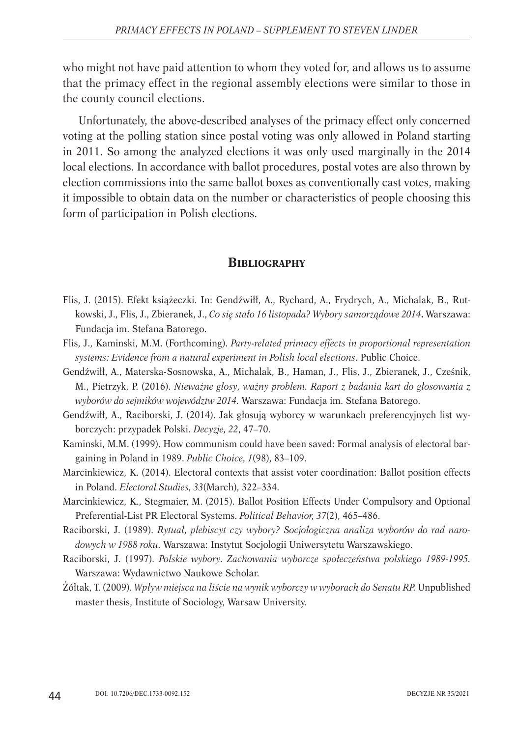who might not have paid attention to whom they voted for, and allows us to assume that the primacy effect in the regional assembly elections were similar to those in the county council elections.

Unfortunately, the above-described analyses of the primacy effect only concerned voting at the polling station since postal voting was only allowed in Poland starting in 2011. So among the analyzed elections it was only used marginally in the 2014 local elections. In accordance with ballot procedures, postal votes are also thrown by election commissions into the same ballot boxes as conventionally cast votes, making it impossible to obtain data on the number or characteristics of people choosing this form of participation in Polish elections.

## Bibliography

Flis, J. (2015). Efekt książeczki. In: Gendźwiłł, A., Rychard, A., Frydrych, A., Michalak, B., Rutkowski, J., Flis, J., Zbieranek, J., *Co się stało 16 listopada? Wybory samorządowe 2014***.** Warszawa: Fundacja im. Stefana Batorego.

Flis, J., Kaminski, M.M. (Forthcoming). *Party-related primacy effects in proportional representation systems: Evidence from a natural experiment in Polish local elections*. Public Choice.

Gendźwiłł, A., Materska-Sosnowska, A., Michalak, B., Haman, J., Flis, J., Zbieranek, J., Cześnik, M., Pietrzyk, P. (2016). *Nieważne głosy, ważny problem. Raport z badania kart do głosowania z wyborów do sejmików województw 2014*. Warszawa: Fundacja im. Stefana Batorego.

Gendźwiłł, A., Raciborski, J. (2014). Jak głosują wyborcy w warunkach preferencyjnych list wyborczych: przypadek Polski. *Decyzje*, *22*, 47–70.

Kaminski, M.M. (1999). How communism could have been saved: Formal analysis of electoral bargaining in Poland in 1989. *Public Choice*, *1*(98), 83–109.

Marcinkiewicz, K. (2014). Electoral contexts that assist voter coordination: Ballot position effects in Poland. *Electoral Studies*, *33*(March), 322–334.

Marcinkiewicz, K., Stegmaier, M. (2015). Ballot Position Effects Under Compulsory and Optional Preferential-List PR Electoral Systems. *Political Behavior*, *37*(2), 465–486.

Raciborski, J. (1989). *Rytuał, plebiscyt czy wybory? Socjologiczna analiza wyborów do rad narodowych w 1988 roku*. Warszawa: Instytut Socjologii Uniwersytetu Warszawskiego.

Raciborski, J. (1997). *Polskie wybory*. *Zachowania wyborcze społeczeństwa polskiego 1989-1995*. Warszawa: Wydawnictwo Naukowe Scholar.

Żółtak, T. (2009). *Wpływ miejsca na liście na wynik wyborczy w wyborach do Senatu RP.* Unpublished master thesis, Institute of Sociology, Warsaw University.